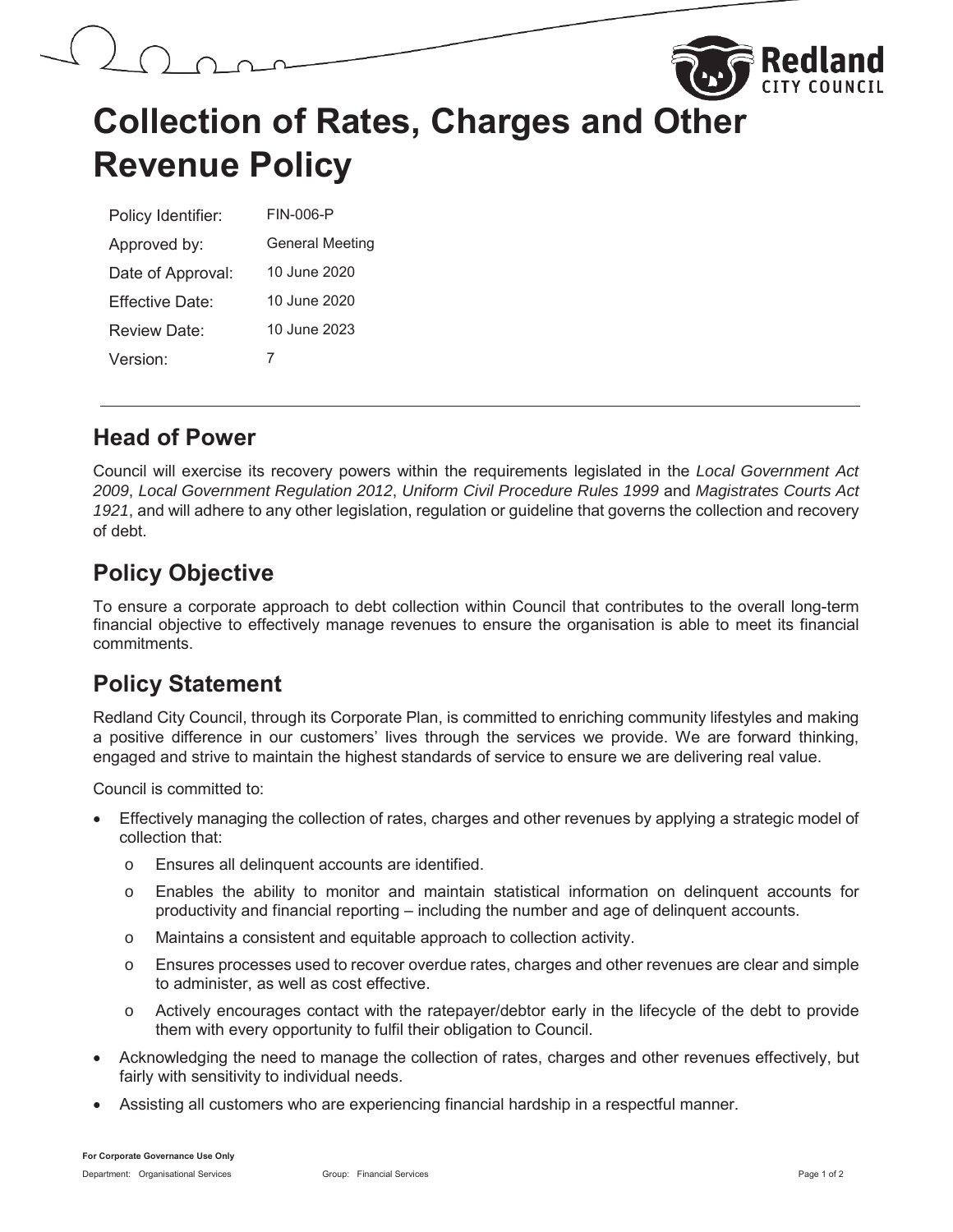# Collection of Rates, Charges and Other Revenue Policy

| | |
|---|---|
| Policy Identifier: | FIN-006-P |
| Approved by: | General Meeting |
| Date of Approval: | 10 June 2020 |
| Effective Date: | 10 June 2020 |
| Review Date: | 10 June 2023 |
| Version: | 7 |

## Head of Power

Council will exercise its recovery powers within the requirements legislated in the *Local Government Act 2009*, *Local Government Regulation 2012*, *Uniform Civil Procedure Rules 1999* and *Magistrates Courts Act 1921*, and will adhere to any other legislation, regulation or guideline that governs the collection and recovery of debt.

## Policy Objective

To ensure a corporate approach to debt collection within Council that contributes to the overall long-term financial objective to effectively manage revenues to ensure the organisation is able to meet its financial commitments.

## Policy Statement

Redland City Council, through its Corporate Plan, is committed to enriching community lifestyles and making a positive difference in our customers' lives through the services we provide. We are forward thinking, engaged and strive to maintain the highest standards of service to ensure we are delivering real value.

Council is committed to:

- Effectively managing the collection of rates, charges and other revenues by applying a strategic model of collection that:
  - Ensures all delinquent accounts are identified.
  - Enables the ability to monitor and maintain statistical information on delinquent accounts for productivity and financial reporting – including the number and age of delinquent accounts.
  - Maintains a consistent and equitable approach to collection activity.
  - Ensures processes used to recover overdue rates, charges and other revenues are clear and simple to administer, as well as cost effective.
  - Actively encourages contact with the ratepayer/debtor early in the lifecycle of the debt to provide them with every opportunity to fulfil their obligation to Council.
- Acknowledging the need to manage the collection of rates, charges and other revenues effectively, but fairly with sensitivity to individual needs.
- Assisting all customers who are experiencing financial hardship in a respectful manner.

**For Corporate Governance Use Only**

Department: Organisational Services Group: Financial Services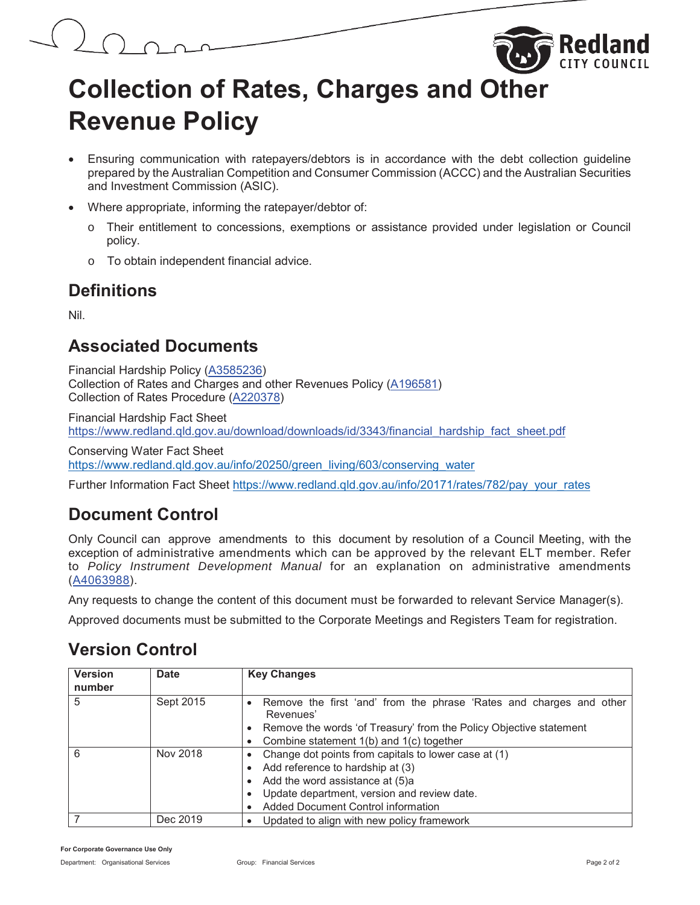# Collection of Rates, Charges and Other Revenue Policy

- Ensuring communication with ratepayers/debtors is in accordance with the debt collection guideline prepared by the Australian Competition and Consumer Commission (ACCC) and the Australian Securities and Investment Commission (ASIC).
- Where appropriate, informing the ratepayer/debtor of:
  - Their entitlement to concessions, exemptions or assistance provided under legislation or Council policy.
  - To obtain independent financial advice.

## Definitions

Nil.

## Associated Documents

Financial Hardship Policy (A3585236)
Collection of Rates and Charges and other Revenues Policy (A196581)
Collection of Rates Procedure (A220378)

Financial Hardship Fact Sheet
https://www.redland.qld.gov.au/download/downloads/id/3343/financial_hardship_fact_sheet.pdf

Conserving Water Fact Sheet
https://www.redland.qld.gov.au/info/20250/green_living/603/conserving_water

Further Information Fact Sheet https://www.redland.qld.gov.au/info/20171/rates/782/pay_your_rates

## Document Control

Only Council can approve amendments to this document by resolution of a Council Meeting, with the exception of administrative amendments which can be approved by the relevant ELT member. Refer to *Policy Instrument Development Manual* for an explanation on administrative amendments (A4063988).

Any requests to change the content of this document must be forwarded to relevant Service Manager(s).

Approved documents must be submitted to the Corporate Meetings and Registers Team for registration.

## Version Control

| Version number | Date | Key Changes |
|---|---|---|
| 5 | Sept 2015 | • Remove the first 'and' from the phrase 'Rates and charges and other Revenues'<br>• Remove the words 'of Treasury' from the Policy Objective statement<br>• Combine statement 1(b) and 1(c) together |
| 6 | Nov 2018 | • Change dot points from capitals to lower case at (1)<br>• Add reference to hardship at (3)<br>• Add the word assistance at (5)a<br>• Update department, version and review date.<br>• Added Document Control information |
| 7 | Dec 2019 | • Updated to align with new policy framework |

**For Corporate Governance Use Only**

Department: Organisational Services Group: Financial Services